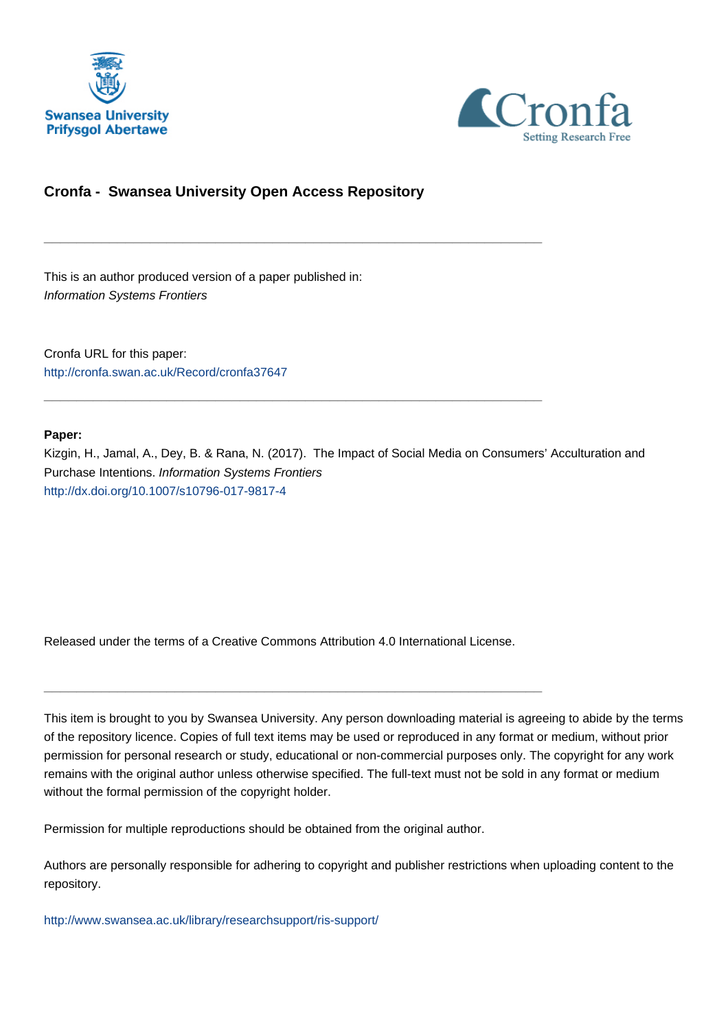Swansea University
Prifysgol Abertawe

Cronfa
Setting Research Free

## Cronfa - Swansea University Open Access Repository

---

This is an author produced version of a paper published in:
*Information Systems Frontiers*

Cronfa URL for this paper:
http://cronfa.swan.ac.uk/Record/cronfa37647

---

**Paper:**
Kizgin, H., Jamal, A., Dey, B. & Rana, N. (2017). The Impact of Social Media on Consumers' Acculturation and Purchase Intentions. *Information Systems Frontiers*
http://dx.doi.org/10.1007/s10796-017-9817-4

Released under the terms of a Creative Commons Attribution 4.0 International License.

---

This item is brought to you by Swansea University. Any person downloading material is agreeing to abide by the terms of the repository licence. Copies of full text items may be used or reproduced in any format or medium, without prior permission for personal research or study, educational or non-commercial purposes only. The copyright for any work remains with the original author unless otherwise specified. The full-text must not be sold in any format or medium without the formal permission of the copyright holder.

Permission for multiple reproductions should be obtained from the original author.

Authors are personally responsible for adhering to copyright and publisher restrictions when uploading content to the repository.

http://www.swansea.ac.uk/library/researchsupport/ris-support/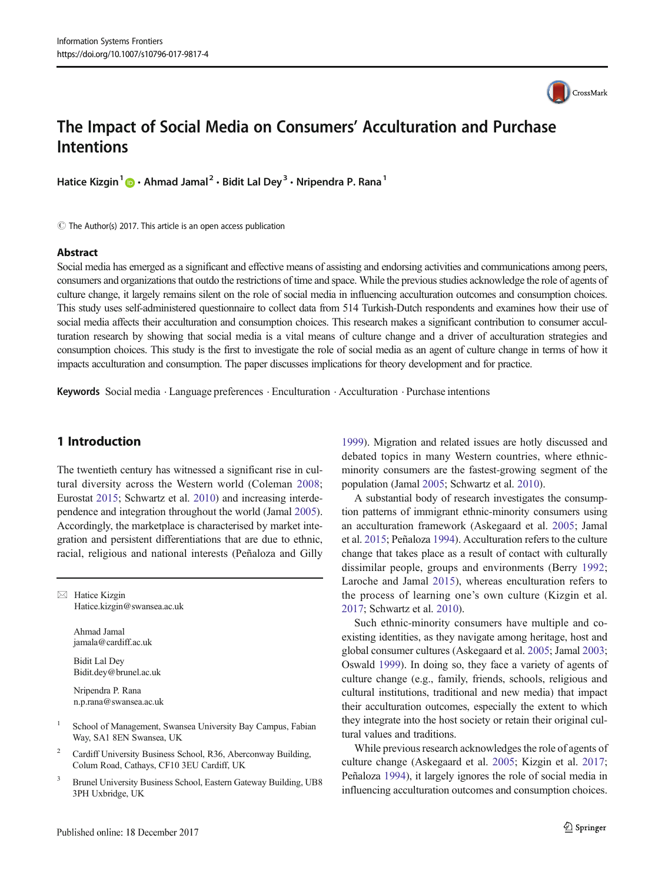# The Impact of Social Media on Consumers' Acculturation and Purchase Intentions

**Hatice Kizgin**[1] · **Ahmad Jamal**[2] · **Bidit Lal Dey**[3] · **Nripendra P. Rana**[1]

© The Author(s) 2017. This article is an open access publication

## Abstract

Social media has emerged as a significant and effective means of assisting and endorsing activities and communications among peers, consumers and organizations that outdo the restrictions of time and space. While the previous studies acknowledge the role of agents of culture change, it largely remains silent on the role of social media in influencing acculturation outcomes and consumption choices. This study uses self-administered questionnaire to collect data from 514 Turkish-Dutch respondents and examines how their use of social media affects their acculturation and consumption choices. This research makes a significant contribution to consumer acculturation research by showing that social media is a vital means of culture change and a driver of acculturation strategies and consumption choices. This study is the first to investigate the role of social media as an agent of culture change in terms of how it impacts acculturation and consumption. The paper discusses implications for theory development and for practice.

**Keywords** Social media · Language preferences · Enculturation · Acculturation · Purchase intentions

## 1 Introduction

The twentieth century has witnessed a significant rise in cultural diversity across the Western world (Coleman 2008; Eurostat 2015; Schwartz et al. 2010) and increasing interdependence and integration throughout the world (Jamal 2005). Accordingly, the marketplace is characterised by market integration and persistent differentiations that are due to ethnic, racial, religious and national interests (Peñaloza and Gilly 1999). Migration and related issues are hotly discussed and debated topics in many Western countries, where ethnic-minority consumers are the fastest-growing segment of the population (Jamal 2005; Schwartz et al. 2010).

A substantial body of research investigates the consumption patterns of immigrant ethnic-minority consumers using an acculturation framework (Askegaard et al. 2005; Jamal et al. 2015; Peñaloza 1994). Acculturation refers to the culture change that takes place as a result of contact with culturally dissimilar people, groups and environments (Berry 1992; Laroche and Jamal 2015), whereas enculturation refers to the process of learning one's own culture (Kizgin et al. 2017; Schwartz et al. 2010).

Such ethnic-minority consumers have multiple and co-existing identities, as they navigate among heritage, host and global consumer cultures (Askegaard et al. 2005; Jamal 2003; Oswald 1999). In doing so, they face a variety of agents of culture change (e.g., family, friends, schools, religious and cultural institutions, traditional and new media) that impact their acculturation outcomes, especially the extent to which they integrate into the host society or retain their original cultural values and traditions.

While previous research acknowledges the role of agents of culture change (Askegaard et al. 2005; Kizgin et al. 2017; Peñaloza 1994), it largely ignores the role of social media in influencing acculturation outcomes and consumption choices.

---

✉ Hatice Kizgin
Hatice.kizgin@swansea.ac.uk

Ahmad Jamal
jamala@cardiff.ac.uk

Bidit Lal Dey
Bidit.dey@brunel.ac.uk

Nripendra P. Rana
n.p.rana@swansea.ac.uk

[1] School of Management, Swansea University Bay Campus, Fabian Way, SA1 8EN Swansea, UK

[2] Cardiff University Business School, R36, Aberconway Building, Colum Road, Cathays, CF10 3EU Cardiff, UK

[3] Brunel University Business School, Eastern Gateway Building, UB8 3PH Uxbridge, UK

Published online: 18 December 2017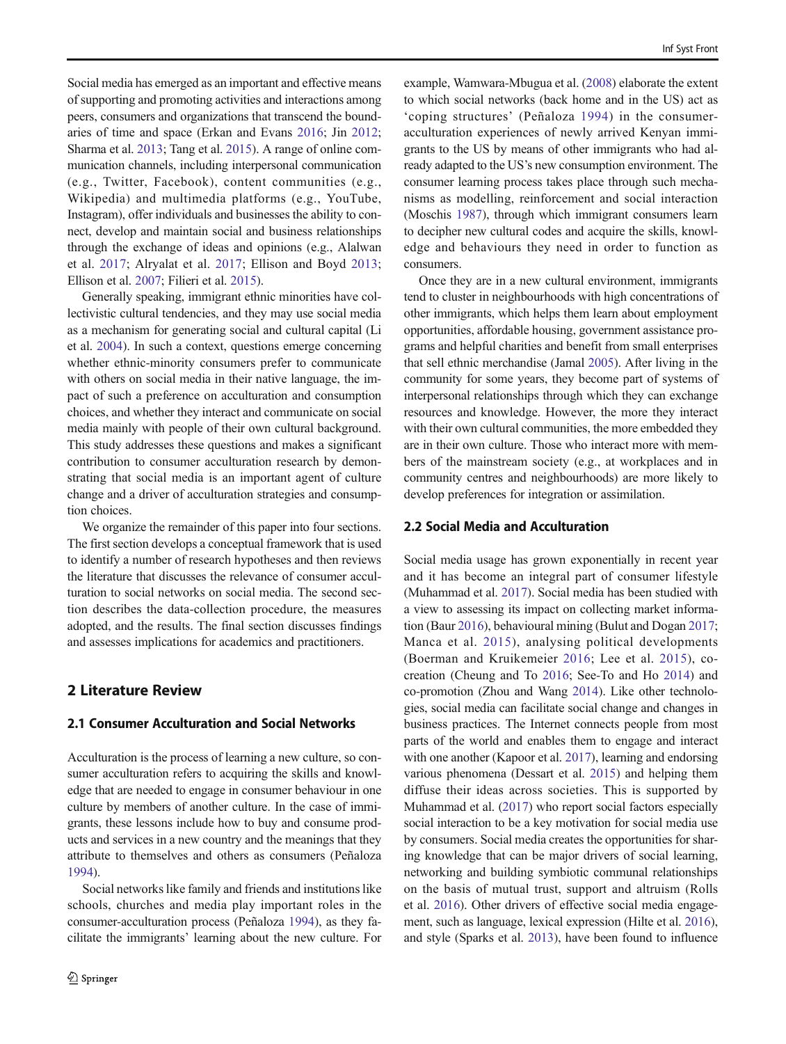Social media has emerged as an important and effective means of supporting and promoting activities and interactions among peers, consumers and organizations that transcend the boundaries of time and space (Erkan and Evans 2016; Jin 2012; Sharma et al. 2013; Tang et al. 2015). A range of online communication channels, including interpersonal communication (e.g., Twitter, Facebook), content communities (e.g., Wikipedia) and multimedia platforms (e.g., YouTube, Instagram), offer individuals and businesses the ability to connect, develop and maintain social and business relationships through the exchange of ideas and opinions (e.g., Alalwan et al. 2017; Alryalat et al. 2017; Ellison and Boyd 2013; Ellison et al. 2007; Filieri et al. 2015).

Generally speaking, immigrant ethnic minorities have collectivistic cultural tendencies, and they may use social media as a mechanism for generating social and cultural capital (Li et al. 2004). In such a context, questions emerge concerning whether ethnic-minority consumers prefer to communicate with others on social media in their native language, the impact of such a preference on acculturation and consumption choices, and whether they interact and communicate on social media mainly with people of their own cultural background. This study addresses these questions and makes a significant contribution to consumer acculturation research by demonstrating that social media is an important agent of culture change and a driver of acculturation strategies and consumption choices.

We organize the remainder of this paper into four sections. The first section develops a conceptual framework that is used to identify a number of research hypotheses and then reviews the literature that discusses the relevance of consumer acculturation to social networks on social media. The second section describes the data-collection procedure, the measures adopted, and the results. The final section discusses findings and assesses implications for academics and practitioners.

## 2 Literature Review

### 2.1 Consumer Acculturation and Social Networks

Acculturation is the process of learning a new culture, so consumer acculturation refers to acquiring the skills and knowledge that are needed to engage in consumer behaviour in one culture by members of another culture. In the case of immigrants, these lessons include how to buy and consume products and services in a new country and the meanings that they attribute to themselves and others as consumers (Peñaloza 1994).

Social networks like family and friends and institutions like schools, churches and media play important roles in the consumer-acculturation process (Peñaloza 1994), as they facilitate the immigrants' learning about the new culture. For example, Wamwara-Mbugua et al. (2008) elaborate the extent to which social networks (back home and in the US) act as 'coping structures' (Peñaloza 1994) in the consumer-acculturation experiences of newly arrived Kenyan immigrants to the US by means of other immigrants who had already adapted to the US's new consumption environment. The consumer learning process takes place through such mechanisms as modelling, reinforcement and social interaction (Moschis 1987), through which immigrant consumers learn to decipher new cultural codes and acquire the skills, knowledge and behaviours they need in order to function as consumers.

Once they are in a new cultural environment, immigrants tend to cluster in neighbourhoods with high concentrations of other immigrants, which helps them learn about employment opportunities, affordable housing, government assistance programs and helpful charities and benefit from small enterprises that sell ethnic merchandise (Jamal 2005). After living in the community for some years, they become part of systems of interpersonal relationships through which they can exchange resources and knowledge. However, the more they interact with their own cultural communities, the more embedded they are in their own culture. Those who interact more with members of the mainstream society (e.g., at workplaces and in community centres and neighbourhoods) are more likely to develop preferences for integration or assimilation.

### 2.2 Social Media and Acculturation

Social media usage has grown exponentially in recent year and it has become an integral part of consumer lifestyle (Muhammad et al. 2017). Social media has been studied with a view to assessing its impact on collecting market information (Baur 2016), behavioural mining (Bulut and Dogan 2017; Manca et al. 2015), analysing political developments (Boerman and Kruikemeier 2016; Lee et al. 2015), co-creation (Cheung and To 2016; See-To and Ho 2014) and co-promotion (Zhou and Wang 2014). Like other technologies, social media can facilitate social change and changes in business practices. The Internet connects people from most parts of the world and enables them to engage and interact with one another (Kapoor et al. 2017), learning and endorsing various phenomena (Dessart et al. 2015) and helping them diffuse their ideas across societies. This is supported by Muhammad et al. (2017) who report social factors especially social interaction to be a key motivation for social media use by consumers. Social media creates the opportunities for sharing knowledge that can be major drivers of social learning, networking and building symbiotic communal relationships on the basis of mutual trust, support and altruism (Rolls et al. 2016). Other drivers of effective social media engagement, such as language, lexical expression (Hilte et al. 2016), and style (Sparks et al. 2013), have been found to influence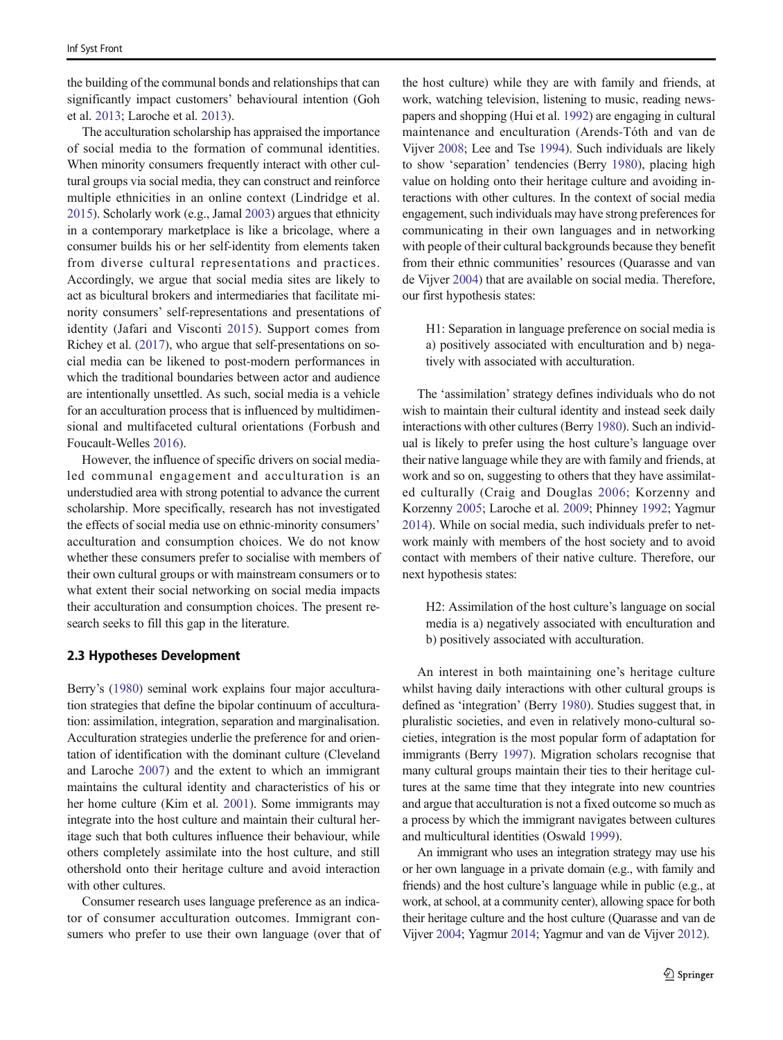the building of the communal bonds and relationships that can significantly impact customers' behavioural intention (Goh et al. 2013; Laroche et al. 2013).

The acculturation scholarship has appraised the importance of social media to the formation of communal identities. When minority consumers frequently interact with other cultural groups via social media, they can construct and reinforce multiple ethnicities in an online context (Lindridge et al. 2015). Scholarly work (e.g., Jamal 2003) argues that ethnicity in a contemporary marketplace is like a bricolage, where a consumer builds his or her self-identity from elements taken from diverse cultural representations and practices. Accordingly, we argue that social media sites are likely to act as bicultural brokers and intermediaries that facilitate minority consumers' self-representations and presentations of identity (Jafari and Visconti 2015). Support comes from Richey et al. (2017), who argue that self-presentations on social media can be likened to post-modern performances in which the traditional boundaries between actor and audience are intentionally unsettled. As such, social media is a vehicle for an acculturation process that is influenced by multidimensional and multifaceted cultural orientations (Forbush and Foucault-Welles 2016).

However, the influence of specific drivers on social media-led communal engagement and acculturation is an understudied area with strong potential to advance the current scholarship. More specifically, research has not investigated the effects of social media use on ethnic-minority consumers' acculturation and consumption choices. We do not know whether these consumers prefer to socialise with members of their own cultural groups or with mainstream consumers or to what extent their social networking on social media impacts their acculturation and consumption choices. The present research seeks to fill this gap in the literature.

### 2.3 Hypotheses Development

Berry's (1980) seminal work explains four major acculturation strategies that define the bipolar continuum of acculturation: assimilation, integration, separation and marginalisation. Acculturation strategies underlie the preference for and orientation of identification with the dominant culture (Cleveland and Laroche 2007) and the extent to which an immigrant maintains the cultural identity and characteristics of his or her home culture (Kim et al. 2001). Some immigrants may integrate into the host culture and maintain their cultural heritage such that both cultures influence their behaviour, while others completely assimilate into the host culture, and still othershold onto their heritage culture and avoid interaction with other cultures.

Consumer research uses language preference as an indicator of consumer acculturation outcomes. Immigrant consumers who prefer to use their own language (over that of the host culture) while they are with family and friends, at work, watching television, listening to music, reading newspapers and shopping (Hui et al. 1992) are engaging in cultural maintenance and enculturation (Arends-Tóth and van de Vijver 2008; Lee and Tse 1994). Such individuals are likely to show 'separation' tendencies (Berry 1980), placing high value on holding onto their heritage culture and avoiding interactions with other cultures. In the context of social media engagement, such individuals may have strong preferences for communicating in their own languages and in networking with people of their cultural backgrounds because they benefit from their ethnic communities' resources (Quarasse and van de Vijver 2004) that are available on social media. Therefore, our first hypothesis states:

> H1: Separation in language preference on social media is a) positively associated with enculturation and b) negatively with associated with acculturation.

The 'assimilation' strategy defines individuals who do not wish to maintain their cultural identity and instead seek daily interactions with other cultures (Berry 1980). Such an individual is likely to prefer using the host culture's language over their native language while they are with family and friends, at work and so on, suggesting to others that they have assimilated culturally (Craig and Douglas 2006; Korzenny and Korzenny 2005; Laroche et al. 2009; Phinney 1992; Yagmur 2014). While on social media, such individuals prefer to network mainly with members of the host society and to avoid contact with members of their native culture. Therefore, our next hypothesis states:

> H2: Assimilation of the host culture's language on social media is a) negatively associated with enculturation and b) positively associated with acculturation.

An interest in both maintaining one's heritage culture whilst having daily interactions with other cultural groups is defined as 'integration' (Berry 1980). Studies suggest that, in pluralistic societies, and even in relatively mono-cultural societies, integration is the most popular form of adaptation for immigrants (Berry 1997). Migration scholars recognise that many cultural groups maintain their ties to their heritage cultures at the same time that they integrate into new countries and argue that acculturation is not a fixed outcome so much as a process by which the immigrant navigates between cultures and multicultural identities (Oswald 1999).

An immigrant who uses an integration strategy may use his or her own language in a private domain (e.g., with family and friends) and the host culture's language while in public (e.g., at work, at school, at a community center), allowing space for both their heritage culture and the host culture (Quarasse and van de Vijver 2004; Yagmur 2014; Yagmur and van de Vijver 2012).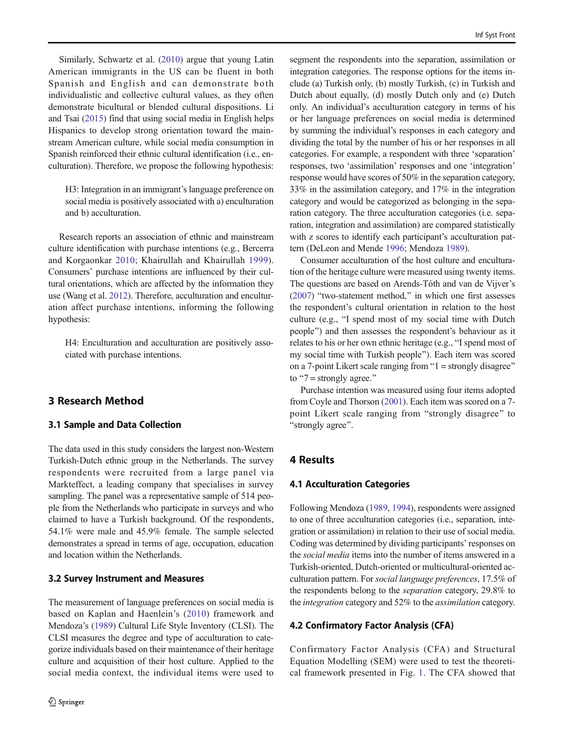Similarly, Schwartz et al. (2010) argue that young Latin American immigrants in the US can be fluent in both Spanish and English and can demonstrate both individualistic and collective cultural values, as they often demonstrate bicultural or blended cultural dispositions. Li and Tsai (2015) find that using social media in English helps Hispanics to develop strong orientation toward the mainstream American culture, while social media consumption in Spanish reinforced their ethnic cultural identification (i.e., enculturation). Therefore, we propose the following hypothesis:

> H3: Integration in an immigrant's language preference on social media is positively associated with a) enculturation and b) acculturation.

Research reports an association of ethnic and mainstream culture identification with purchase intentions (e.g., Bercerra and Korgaonkar 2010; Khairullah and Khairullah 1999). Consumers' purchase intentions are influenced by their cultural orientations, which are affected by the information they use (Wang et al. 2012). Therefore, acculturation and enculturation affect purchase intentions, informing the following hypothesis:

> H4: Enculturation and acculturation are positively associated with purchase intentions.

## 3 Research Method

### 3.1 Sample and Data Collection

The data used in this study considers the largest non-Western Turkish-Dutch ethnic group in the Netherlands. The survey respondents were recruited from a large panel via Markteffect, a leading company that specialises in survey sampling. The panel was a representative sample of 514 people from the Netherlands who participate in surveys and who claimed to have a Turkish background. Of the respondents, 54.1% were male and 45.9% female. The sample selected demonstrates a spread in terms of age, occupation, education and location within the Netherlands.

### 3.2 Survey Instrument and Measures

The measurement of language preferences on social media is based on Kaplan and Haenlein's (2010) framework and Mendoza's (1989) Cultural Life Style Inventory (CLSI). The CLSI measures the degree and type of acculturation to categorize individuals based on their maintenance of their heritage culture and acquisition of their host culture. Applied to the social media context, the individual items were used to segment the respondents into the separation, assimilation or integration categories. The response options for the items include (a) Turkish only, (b) mostly Turkish, (c) in Turkish and Dutch about equally, (d) mostly Dutch only and (e) Dutch only. An individual's acculturation category in terms of his or her language preferences on social media is determined by summing the individual's responses in each category and dividing the total by the number of his or her responses in all categories. For example, a respondent with three 'separation' responses, two 'assimilation' responses and one 'integration' response would have scores of 50% in the separation category, 33% in the assimilation category, and 17% in the integration category and would be categorized as belonging in the separation category. The three acculturation categories (i.e. separation, integration and assimilation) are compared statistically with z scores to identify each participant's acculturation pattern (DeLeon and Mende 1996; Mendoza 1989).

Consumer acculturation of the host culture and enculturation of the heritage culture were measured using twenty items. The questions are based on Arends-Tóth and van de Vijver's (2007) "two-statement method," in which one first assesses the respondent's cultural orientation in relation to the host culture (e.g., "I spend most of my social time with Dutch people") and then assesses the respondent's behaviour as it relates to his or her own ethnic heritage (e.g., "I spend most of my social time with Turkish people"). Each item was scored on a 7-point Likert scale ranging from "1 = strongly disagree" to "7 = strongly agree."

Purchase intention was measured using four items adopted from Coyle and Thorson (2001). Each item was scored on a 7-point Likert scale ranging from "strongly disagree" to "strongly agree".

## 4 Results

### 4.1 Acculturation Categories

Following Mendoza (1989, 1994), respondents were assigned to one of three acculturation categories (i.e., separation, integration or assimilation) in relation to their use of social media. Coding was determined by dividing participants' responses on the *social media* items into the number of items answered in a Turkish-oriented, Dutch-oriented or multicultural-oriented acculturation pattern. For *social language preferences*, 17.5% of the respondents belong to the *separation* category, 29.8% to the *integration* category and 52% to the *assimilation* category.

### 4.2 Confirmatory Factor Analysis (CFA)

Confirmatory Factor Analysis (CFA) and Structural Equation Modelling (SEM) were used to test the theoretical framework presented in Fig. 1. The CFA showed that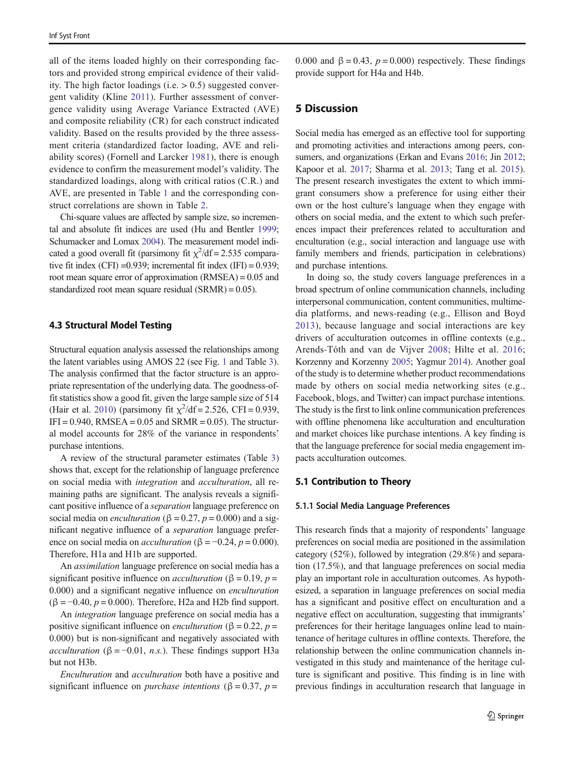all of the items loaded highly on their corresponding factors and provided strong empirical evidence of their validity. The high factor loadings (i.e. > 0.5) suggested convergent validity (Kline 2011). Further assessment of convergence validity using Average Variance Extracted (AVE) and composite reliability (CR) for each construct indicated validity. Based on the results provided by the three assessment criteria (standardized factor loading, AVE and reliability scores) (Fornell and Larcker 1981), there is enough evidence to confirm the measurement model's validity. The standardized loadings, along with critical ratios (C.R.) and AVE, are presented in Table 1 and the corresponding construct correlations are shown in Table 2.

Chi-square values are affected by sample size, so incremental and absolute fit indices are used (Hu and Bentler 1999; Schumacker and Lomax 2004). The measurement model indicated a good overall fit (parsimony fit $\chi^2$/df = 2.535 comparative fit index (CFI) =0.939; incremental fit index (IFI) = 0.939; root mean square error of approximation (RMSEA) = 0.05 and standardized root mean square residual (SRMR) = 0.05).

### 4.3 Structural Model Testing

Structural equation analysis assessed the relationships among the latent variables using AMOS 22 (see Fig. 1 and Table 3). The analysis confirmed that the factor structure is an appropriate representation of the underlying data. The goodness-of-fit statistics show a good fit, given the large sample size of 514 (Hair et al. 2010) (parsimony fit $\chi^2$/df = 2.526, CFI = 0.939, IFI = 0.940, RMSEA = 0.05 and SRMR = 0.05). The structural model accounts for 28% of the variance in respondents' purchase intentions.

A review of the structural parameter estimates (Table 3) shows that, except for the relationship of language preference on social media with *integration* and *acculturation*, all remaining paths are significant. The analysis reveals a significant positive influence of a *separation* language preference on social media on *enculturation* ($\beta = 0.27$, $p = 0.000$) and a significant negative influence of a *separation* language preference on social media on *acculturation* ($\beta = -0.24$, $p = 0.000$). Therefore, H1a and H1b are supported.

An *assimilation* language preference on social media has a significant positive influence on *acculturation* ($\beta = 0.19$, $p = 0.000$) and a significant negative influence on *enculturation* ($\beta = -0.40$, $p = 0.000$). Therefore, H2a and H2b find support.

An *integration* language preference on social media has a positive significant influence on *enculturation* ($\beta = 0.22$, $p = 0.000$) but is non-significant and negatively associated with *acculturation* ($\beta = -0.01$, *n.s.*). These findings support H3a but not H3b.

*Enculturation* and *acculturation* both have a positive and significant influence on *purchase intentions* ($\beta = 0.37$, $p = 0.000$ and $\beta = 0.43$, $p = 0.000$) respectively. These findings provide support for H4a and H4b.

## 5 Discussion

Social media has emerged as an effective tool for supporting and promoting activities and interactions among peers, consumers, and organizations (Erkan and Evans 2016; Jin 2012; Kapoor et al. 2017; Sharma et al. 2013; Tang et al. 2015). The present research investigates the extent to which immigrant consumers show a preference for using either their own or the host culture's language when they engage with others on social media, and the extent to which such preferences impact their preferences related to acculturation and enculturation (e.g., social interaction and language use with family members and friends, participation in celebrations) and purchase intentions.

In doing so, the study covers language preferences in a broad spectrum of online communication channels, including interpersonal communication, content communities, multimedia platforms, and news-reading (e.g., Ellison and Boyd 2013), because language and social interactions are key drivers of acculturation outcomes in offline contexts (e.g., Arends-Tóth and van de Vijver 2008; Hilte et al. 2016; Korzenny and Korzenny 2005; Yagmur 2014). Another goal of the study is to determine whether product recommendations made by others on social media networking sites (e.g., Facebook, blogs, and Twitter) can impact purchase intentions. The study is the first to link online communication preferences with offline phenomena like acculturation and enculturation and market choices like purchase intentions. A key finding is that the language preference for social media engagement impacts acculturation outcomes.

### 5.1 Contribution to Theory

#### 5.1.1 Social Media Language Preferences

This research finds that a majority of respondents' language preferences on social media are positioned in the assimilation category (52%), followed by integration (29.8%) and separation (17.5%), and that language preferences on social media play an important role in acculturation outcomes. As hypothesized, a separation in language preferences on social media has a significant and positive effect on enculturation and a negative effect on acculturation, suggesting that immigrants' preferences for their heritage languages online lead to maintenance of heritage cultures in offline contexts. Therefore, the relationship between the online communication channels investigated in this study and maintenance of the heritage culture is significant and positive. This finding is in line with previous findings in acculturation research that language in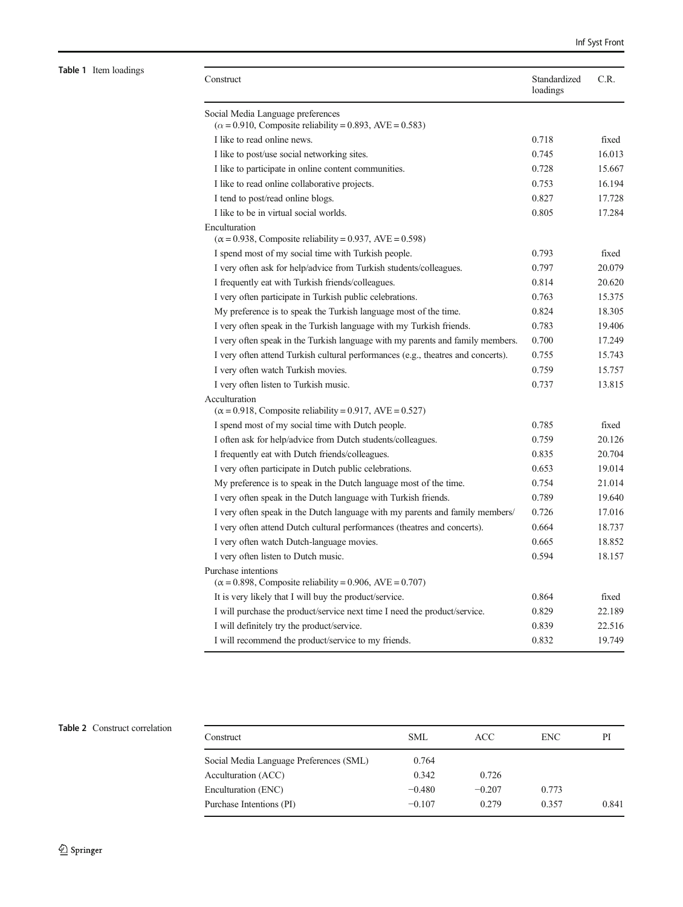**Table 1** Item loadings

| Construct | Standardized loadings | C.R. |
|---|---|---|
| Social Media Language preferences ($\alpha$ = 0.910, Composite reliability = 0.893, AVE = 0.583) | | |
| I like to read online news. | 0.718 | fixed |
| I like to post/use social networking sites. | 0.745 | 16.013 |
| I like to participate in online content communities. | 0.728 | 15.667 |
| I like to read online collaborative projects. | 0.753 | 16.194 |
| I tend to post/read online blogs. | 0.827 | 17.728 |
| I like to be in virtual social worlds. | 0.805 | 17.284 |
| Enculturation ($\alpha$ = 0.938, Composite reliability = 0.937, AVE = 0.598) | | |
| I spend most of my social time with Turkish people. | 0.793 | fixed |
| I very often ask for help/advice from Turkish students/colleagues. | 0.797 | 20.079 |
| I frequently eat with Turkish friends/colleagues. | 0.814 | 20.620 |
| I very often participate in Turkish public celebrations. | 0.763 | 15.375 |
| My preference is to speak the Turkish language most of the time. | 0.824 | 18.305 |
| I very often speak in the Turkish language with my Turkish friends. | 0.783 | 19.406 |
| I very often speak in the Turkish language with my parents and family members. | 0.700 | 17.249 |
| I very often attend Turkish cultural performances (e.g., theatres and concerts). | 0.755 | 15.743 |
| I very often watch Turkish movies. | 0.759 | 15.757 |
| I very often listen to Turkish music. | 0.737 | 13.815 |
| Acculturation ($\alpha$ = 0.918, Composite reliability = 0.917, AVE = 0.527) | | |
| I spend most of my social time with Dutch people. | 0.785 | fixed |
| I often ask for help/advice from Dutch students/colleagues. | 0.759 | 20.126 |
| I frequently eat with Dutch friends/colleagues. | 0.835 | 20.704 |
| I very often participate in Dutch public celebrations. | 0.653 | 19.014 |
| My preference is to speak in the Dutch language most of the time. | 0.754 | 21.014 |
| I very often speak in the Dutch language with Turkish friends. | 0.789 | 19.640 |
| I very often speak in the Dutch language with my parents and family members/ | 0.726 | 17.016 |
| I very often attend Dutch cultural performances (theatres and concerts). | 0.664 | 18.737 |
| I very often watch Dutch-language movies. | 0.665 | 18.852 |
| I very often listen to Dutch music. | 0.594 | 18.157 |
| Purchase intentions ($\alpha$ = 0.898, Composite reliability = 0.906, AVE = 0.707) | | |
| It is very likely that I will buy the product/service. | 0.864 | fixed |
| I will purchase the product/service next time I need the product/service. | 0.829 | 22.189 |
| I will definitely try the product/service. | 0.839 | 22.516 |
| I will recommend the product/service to my friends. | 0.832 | 19.749 |

**Table 2** Construct correlation

| Construct | SML | ACC | ENC | PI |
|---|---|---|---|---|
| Social Media Language Preferences (SML) | 0.764 | | | |
| Acculturation (ACC) | 0.342 | 0.726 | | |
| Enculturation (ENC) | −0.480 | −0.207 | 0.773 | |
| Purchase Intentions (PI) | −0.107 | 0.279 | 0.357 | 0.841 |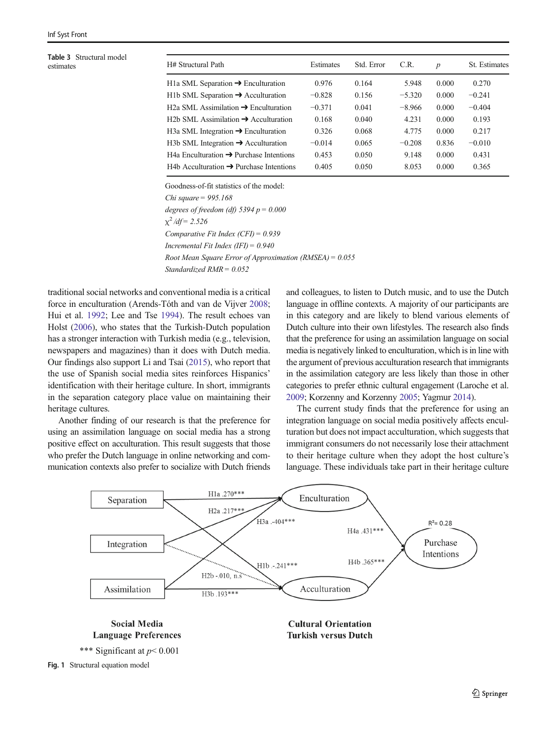**Table 3** Structural model estimates

| H# Structural Path | Estimates | Std. Error | C.R. | *p* | St. Estimates |
|---|---|---|---|---|---|
| H1a SML Separation ➔ Enculturation | 0.976 | 0.164 | 5.948 | 0.000 | 0.270 |
| H1b SML Separation ➔ Acculturation | −0.828 | 0.156 | −5.320 | 0.000 | −0.241 |
| H2a SML Assimilation ➔ Enculturation | −0.371 | 0.041 | −8.966 | 0.000 | −0.404 |
| H2b SML Assimilation ➔ Acculturation | 0.168 | 0.040 | 4.231 | 0.000 | 0.193 |
| H3a SML Integration ➔ Enculturation | 0.326 | 0.068 | 4.775 | 0.000 | 0.217 |
| H3b SML Integration ➔ Acculturation | −0.014 | 0.065 | −0.208 | 0.836 | −0.010 |
| H4a Enculturation ➔ Purchase Intentions | 0.453 | 0.050 | 9.148 | 0.000 | 0.431 |
| H4b Acculturation ➔ Purchase Intentions | 0.405 | 0.050 | 8.053 | 0.000 | 0.365 |

Goodness-of-fit statistics of the model:
*Chi square = 995.168*
*degrees of freedom (df) 5394 p = 0.000*
*$\chi^2$/df = 2.526*
*Comparative Fit Index (CFI) = 0.939*
*Incremental Fit Index (IFI) = 0.940*
*Root Mean Square Error of Approximation (RMSEA) = 0.055*
*Standardized RMR = 0.052*

traditional social networks and conventional media is a critical force in enculturation (Arends-Tóth and van de Vijver 2008; Hui et al. 1992; Lee and Tse 1994). The result echoes van Holst (2006), who states that the Turkish-Dutch population has a stronger interaction with Turkish media (e.g., television, newspapers and magazines) than it does with Dutch media. Our findings also support Li and Tsai (2015), who report that the use of Spanish social media sites reinforces Hispanics' identification with their heritage culture. In short, immigrants in the separation category place value on maintaining their heritage cultures.

Another finding of our research is that the preference for using an assimilation language on social media has a strong positive effect on acculturation. This result suggests that those who prefer the Dutch language in online networking and communication contexts also prefer to socialize with Dutch friends and colleagues, to listen to Dutch music, and to use the Dutch language in offline contexts. A majority of our participants are in this category and are likely to blend various elements of Dutch culture into their own lifestyles. The research also finds that the preference for using an assimilation language on social media is negatively linked to enculturation, which is in line with the argument of previous acculturation research that immigrants in the assimilation category are less likely than those in other categories to prefer ethnic cultural engagement (Laroche et al. 2009; Korzenny and Korzenny 2005; Yagmur 2014).

The current study finds that the preference for using an integration language on social media positively affects enculturation but does not impact acculturation, which suggests that immigrant consumers do not necessarily lose their attachment to their heritage culture when they adopt the host culture's language. These individuals take part in their heritage culture

Separation — H1a .270*** → Enculturation
Integration — H2a .217*** → Enculturation
Assimilation — H3a .-404*** → Enculturation
Separation — H1b .-241*** → Acculturation
Integration — H2b -.010, n.s → Acculturation
Assimilation — H3b .193*** → Acculturation
Enculturation — H4a .431*** → Purchase Intentions
Acculturation — H4b .365*** → Purchase Intentions
$R^2$= 0.28

**Social Media Language Preferences** **Cultural Orientation Turkish versus Dutch**

*** Significant at $p$< 0.001

**Fig. 1** Structural equation model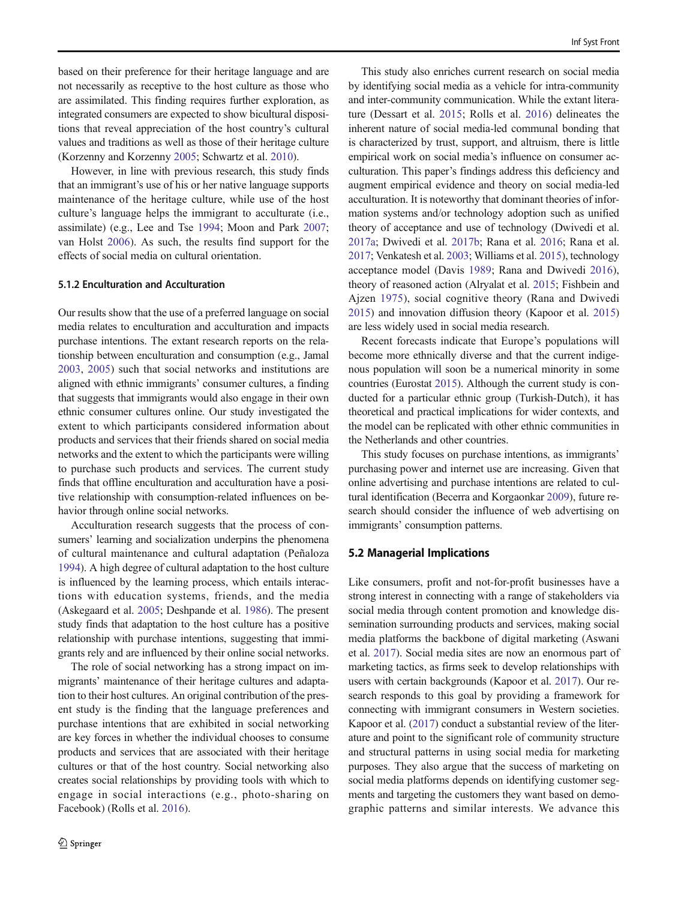based on their preference for their heritage language and are not necessarily as receptive to the host culture as those who are assimilated. This finding requires further exploration, as integrated consumers are expected to show bicultural dispositions that reveal appreciation of the host country's cultural values and traditions as well as those of their heritage culture (Korzenny and Korzenny 2005; Schwartz et al. 2010).

However, in line with previous research, this study finds that an immigrant's use of his or her native language supports maintenance of the heritage culture, while use of the host culture's language helps the immigrant to acculturate (i.e., assimilate) (e.g., Lee and Tse 1994; Moon and Park 2007; van Holst 2006). As such, the results find support for the effects of social media on cultural orientation.

### 5.1.2 Enculturation and Acculturation

Our results show that the use of a preferred language on social media relates to enculturation and acculturation and impacts purchase intentions. The extant research reports on the relationship between enculturation and consumption (e.g., Jamal 2003, 2005) such that social networks and institutions are aligned with ethnic immigrants' consumer cultures, a finding that suggests that immigrants would also engage in their own ethnic consumer cultures online. Our study investigated the extent to which participants considered information about products and services that their friends shared on social media networks and the extent to which the participants were willing to purchase such products and services. The current study finds that offline enculturation and acculturation have a positive relationship with consumption-related influences on behavior through online social networks.

Acculturation research suggests that the process of consumers' learning and socialization underpins the phenomena of cultural maintenance and cultural adaptation (Peñaloza 1994). A high degree of cultural adaptation to the host culture is influenced by the learning process, which entails interactions with education systems, friends, and the media (Askegaard et al. 2005; Deshpande et al. 1986). The present study finds that adaptation to the host culture has a positive relationship with purchase intentions, suggesting that immigrants rely and are influenced by their online social networks.

The role of social networking has a strong impact on immigrants' maintenance of their heritage cultures and adaptation to their host cultures. An original contribution of the present study is the finding that the language preferences and purchase intentions that are exhibited in social networking are key forces in whether the individual chooses to consume products and services that are associated with their heritage cultures or that of the host country. Social networking also creates social relationships by providing tools with which to engage in social interactions (e.g., photo-sharing on Facebook) (Rolls et al. 2016).

This study also enriches current research on social media by identifying social media as a vehicle for intra-community and inter-community communication. While the extant literature (Dessart et al. 2015; Rolls et al. 2016) delineates the inherent nature of social media-led communal bonding that is characterized by trust, support, and altruism, there is little empirical work on social media's influence on consumer acculturation. This paper's findings address this deficiency and augment empirical evidence and theory on social media-led acculturation. It is noteworthy that dominant theories of information systems and/or technology adoption such as unified theory of acceptance and use of technology (Dwivedi et al. 2017a; Dwivedi et al. 2017b; Rana et al. 2016; Rana et al. 2017; Venkatesh et al. 2003; Williams et al. 2015), technology acceptance model (Davis 1989; Rana and Dwivedi 2016), theory of reasoned action (Alryalat et al. 2015; Fishbein and Ajzen 1975), social cognitive theory (Rana and Dwivedi 2015) and innovation diffusion theory (Kapoor et al. 2015) are less widely used in social media research.

Recent forecasts indicate that Europe's populations will become more ethnically diverse and that the current indigenous population will soon be a numerical minority in some countries (Eurostat 2015). Although the current study is conducted for a particular ethnic group (Turkish-Dutch), it has theoretical and practical implications for wider contexts, and the model can be replicated with other ethnic communities in the Netherlands and other countries.

This study focuses on purchase intentions, as immigrants' purchasing power and internet use are increasing. Given that online advertising and purchase intentions are related to cultural identification (Becerra and Korgaonkar 2009), future research should consider the influence of web advertising on immigrants' consumption patterns.

## 5.2 Managerial Implications

Like consumers, profit and not-for-profit businesses have a strong interest in connecting with a range of stakeholders via social media through content promotion and knowledge dissemination surrounding products and services, making social media platforms the backbone of digital marketing (Aswani et al. 2017). Social media sites are now an enormous part of marketing tactics, as firms seek to develop relationships with users with certain backgrounds (Kapoor et al. 2017). Our research responds to this goal by providing a framework for connecting with immigrant consumers in Western societies. Kapoor et al. (2017) conduct a substantial review of the literature and point to the significant role of community structure and structural patterns in using social media for marketing purposes. They also argue that the success of marketing on social media platforms depends on identifying customer segments and targeting the customers they want based on demographic patterns and similar interests. We advance this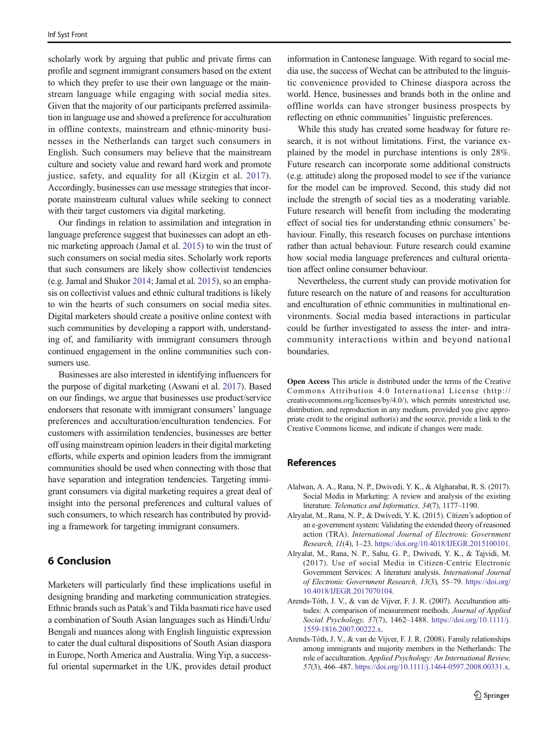scholarly work by arguing that public and private firms can profile and segment immigrant consumers based on the extent to which they prefer to use their own language or the mainstream language while engaging with social media sites. Given that the majority of our participants preferred assimilation in language use and showed a preference for acculturation in offline contexts, mainstream and ethnic-minority businesses in the Netherlands can target such consumers in English. Such consumers may believe that the mainstream culture and society value and reward hard work and promote justice, safety, and equality for all (Kizgin et al. 2017). Accordingly, businesses can use message strategies that incorporate mainstream cultural values while seeking to connect with their target customers via digital marketing.

Our findings in relation to assimilation and integration in language preference suggest that businesses can adopt an ethnic marketing approach (Jamal et al. 2015) to win the trust of such consumers on social media sites. Scholarly work reports that such consumers are likely show collectivist tendencies (e.g. Jamal and Shukor 2014; Jamal et al. 2015), so an emphasis on collectivist values and ethnic cultural traditions is likely to win the hearts of such consumers on social media sites. Digital marketers should create a positive online context with such communities by developing a rapport with, understanding of, and familiarity with immigrant consumers through continued engagement in the online communities such consumers use.

Businesses are also interested in identifying influencers for the purpose of digital marketing (Aswani et al. 2017). Based on our findings, we argue that businesses use product/service endorsers that resonate with immigrant consumers' language preferences and acculturation/enculturation tendencies. For customers with assimilation tendencies, businesses are better off using mainstream opinion leaders in their digital marketing efforts, while experts and opinion leaders from the immigrant communities should be used when connecting with those that have separation and integration tendencies. Targeting immigrant consumers via digital marketing requires a great deal of insight into the personal preferences and cultural values of such consumers, to which research has contributed by providing a framework for targeting immigrant consumers.

## 6 Conclusion

Marketers will particularly find these implications useful in designing branding and marketing communication strategies. Ethnic brands such as Patak's and Tilda basmati rice have used a combination of South Asian languages such as Hindi/Urdu/Bengali and nuances along with English linguistic expression to cater the dual cultural dispositions of South Asian diaspora in Europe, North America and Australia. Wing Yip, a successful oriental supermarket in the UK, provides detail product information in Cantonese language. With regard to social media use, the success of Wechat can be attributed to the linguistic convenience provided to Chinese diaspora across the world. Hence, businesses and brands both in the online and offline worlds can have stronger business prospects by reflecting on ethnic communities' linguistic preferences.

While this study has created some headway for future research, it is not without limitations. First, the variance explained by the model in purchase intentions is only 28%. Future research can incorporate some additional constructs (e.g. attitude) along the proposed model to see if the variance for the model can be improved. Second, this study did not include the strength of social ties as a moderating variable. Future research will benefit from including the moderating effect of social ties for understanding ethnic consumers' behaviour. Finally, this research focuses on purchase intentions rather than actual behaviour. Future research could examine how social media language preferences and cultural orientation affect online consumer behaviour.

Nevertheless, the current study can provide motivation for future research on the nature of and reasons for acculturation and enculturation of ethnic communities in multinational environments. Social media based interactions in particular could be further investigated to assess the inter- and intra-community interactions within and beyond national boundaries.

**Open Access** This article is distributed under the terms of the Creative Commons Attribution 4.0 International License (http://creativecommons.org/licenses/by/4.0/), which permits unrestricted use, distribution, and reproduction in any medium, provided you give appropriate credit to the original author(s) and the source, provide a link to the Creative Commons license, and indicate if changes were made.

## References

- Alalwan, A. A., Rana, N. P., Dwivedi, Y. K., & Algharabat, R. S. (2017). Social Media in Marketing: A review and analysis of the existing literature. *Telematics and Informatics, 34*(7), 1177–1190.
- Alryalat, M., Rana, N. P., & Dwivedi, Y. K. (2015). Citizen's adoption of an e-government system: Validating the extended theory of reasoned action (TRA). *International Journal of Electronic Government Research, 11*(4), 1–23. https://doi.org/10.4018/IJEGR.2015100101.
- Alryalat, M., Rana, N. P., Sahu, G. P., Dwivedi, Y. K., & Tajvidi, M. (2017). Use of social Media in Citizen-Centric Electronic Government Services: A literature analysis. *International Journal of Electronic Government Research, 13*(3), 55–79. https://doi.org/10.4018/IJEGR.2017070104.
- Arends-Tóth, J. V., & van de Vijver, F. J. R. (2007). Acculturation attitudes: A comparison of measurement methods. *Journal of Applied Social Psychology, 37*(7), 1462–1488. https://doi.org/10.1111/j.1559-1816.2007.00222.x.
- Arends-Tóth, J. V., & van de Vijver, F. J. R. (2008). Family relationships among immigrants and majority members in the Netherlands: The role of acculturation. *Applied Psychology: An International Review, 57*(3), 466–487. https://doi.org/10.1111/j.1464-0597.2008.00331.x.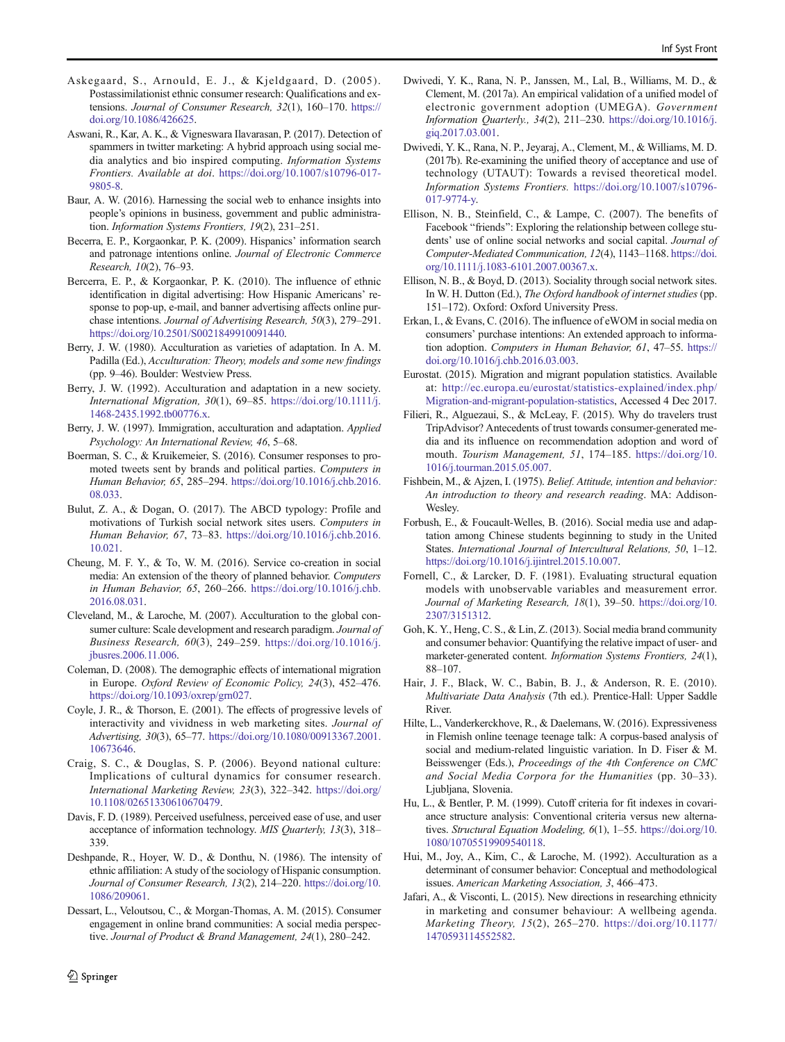Askegaard, S., Arnould, E. J., & Kjeldgaard, D. (2005). Postassimilationist ethnic consumer research: Qualifications and extensions. *Journal of Consumer Research, 32*(1), 160–170. https://doi.org/10.1086/426625.

Aswani, R., Kar, A. K., & Vigneswara Ilavarasan, P. (2017). Detection of spammers in twitter marketing: A hybrid approach using social media analytics and bio inspired computing. *Information Systems Frontiers. Available at doi*. https://doi.org/10.1007/s10796-017-9805-8.

Baur, A. W. (2016). Harnessing the social web to enhance insights into people's opinions in business, government and public administration. *Information Systems Frontiers, 19*(2), 231–251.

Becerra, E. P., Korgaonkar, P. K. (2009). Hispanics' information search and patronage intentions online. *Journal of Electronic Commerce Research, 10*(2), 76–93.

Bercerra, E. P., & Korgaonkar, P. K. (2010). The influence of ethnic identification in digital advertising: How Hispanic Americans' response to pop-up, e-mail, and banner advertising affects online purchase intentions. *Journal of Advertising Research, 50*(3), 279–291. https://doi.org/10.2501/S0021849910091440.

Berry, J. W. (1980). Acculturation as varieties of adaptation. In A. M. Padilla (Ed.), *Acculturation: Theory, models and some new findings* (pp. 9–46). Boulder: Westview Press.

Berry, J. W. (1992). Acculturation and adaptation in a new society. *International Migration, 30*(1), 69–85. https://doi.org/10.1111/j.1468-2435.1992.tb00776.x.

Berry, J. W. (1997). Immigration, acculturation and adaptation. *Applied Psychology: An International Review, 46*, 5–68.

Boerman, S. C., & Kruikemeier, S. (2016). Consumer responses to promoted tweets sent by brands and political parties. *Computers in Human Behavior, 65*, 285–294. https://doi.org/10.1016/j.chb.2016.08.033.

Bulut, Z. A., & Dogan, O. (2017). The ABCD typology: Profile and motivations of Turkish social network sites users. *Computers in Human Behavior, 67*, 73–83. https://doi.org/10.1016/j.chb.2016.10.021.

Cheung, M. F. Y., & To, W. M. (2016). Service co-creation in social media: An extension of the theory of planned behavior. *Computers in Human Behavior, 65*, 260–266. https://doi.org/10.1016/j.chb.2016.08.031.

Cleveland, M., & Laroche, M. (2007). Acculturation to the global consumer culture: Scale development and research paradigm. *Journal of Business Research, 60*(3), 249–259. https://doi.org/10.1016/j.jbusres.2006.11.006.

Coleman, D. (2008). The demographic effects of international migration in Europe. *Oxford Review of Economic Policy, 24*(3), 452–476. https://doi.org/10.1093/oxrep/grn027.

Coyle, J. R., & Thorson, E. (2001). The effects of progressive levels of interactivity and vividness in web marketing sites. *Journal of Advertising, 30*(3), 65–77. https://doi.org/10.1080/00913367.2001.10673646.

Craig, S. C., & Douglas, S. P. (2006). Beyond national culture: Implications of cultural dynamics for consumer research. *International Marketing Review, 23*(3), 322–342. https://doi.org/10.1108/02651330610670479.

Davis, F. D. (1989). Perceived usefulness, perceived ease of use, and user acceptance of information technology. *MIS Quarterly, 13*(3), 318–339.

Deshpande, R., Hoyer, W. D., & Donthu, N. (1986). The intensity of ethnic affiliation: A study of the sociology of Hispanic consumption. *Journal of Consumer Research, 13*(2), 214–220. https://doi.org/10.1086/209061.

Dessart, L., Veloutsou, C., & Morgan-Thomas, A. M. (2015). Consumer engagement in online brand communities: A social media perspective. *Journal of Product & Brand Management, 24*(1), 280–242.

Dwivedi, Y. K., Rana, N. P., Janssen, M., Lal, B., Williams, M. D., & Clement, M. (2017a). An empirical validation of a unified model of electronic government adoption (UMEGA). *Government Information Quarterly., 34*(2), 211–230. https://doi.org/10.1016/j.giq.2017.03.001.

Dwivedi, Y. K., Rana, N. P., Jeyaraj, A., Clement, M., & Williams, M. D. (2017b). Re-examining the unified theory of acceptance and use of technology (UTAUT): Towards a revised theoretical model. *Information Systems Frontiers.* https://doi.org/10.1007/s10796-017-9774-y.

Ellison, N. B., Steinfield, C., & Lampe, C. (2007). The benefits of Facebook "friends": Exploring the relationship between college students' use of online social networks and social capital. *Journal of Computer-Mediated Communication, 12*(4), 1143–1168. https://doi.org/10.1111/j.1083-6101.2007.00367.x.

Ellison, N. B., & Boyd, D. (2013). Sociality through social network sites. In W. H. Dutton (Ed.), *The Oxford handbook of internet studies* (pp. 151–172). Oxford: Oxford University Press.

Erkan, I., & Evans, C. (2016). The influence of eWOM in social media on consumers' purchase intentions: An extended approach to information adoption. *Computers in Human Behavior, 61*, 47–55. https://doi.org/10.1016/j.chb.2016.03.003.

Eurostat. (2015). Migration and migrant population statistics. Available at: http://ec.europa.eu/eurostat/statistics-explained/index.php/Migration-and-migrant-population-statistics, Accessed 4 Dec 2017.

Filieri, R., Alguezaui, S., & McLeay, F. (2015). Why do travelers trust TripAdvisor? Antecedents of trust towards consumer-generated media and its influence on recommendation adoption and word of mouth. *Tourism Management, 51*, 174–185. https://doi.org/10.1016/j.tourman.2015.05.007.

Fishbein, M., & Ajzen, I. (1975). *Belief. Attitude, intention and behavior: An introduction to theory and research reading*. MA: Addison-Wesley.

Forbush, E., & Foucault-Welles, B. (2016). Social media use and adaptation among Chinese students beginning to study in the United States. *International Journal of Intercultural Relations, 50*, 1–12. https://doi.org/10.1016/j.ijintrel.2015.10.007.

Fornell, C., & Larcker, D. F. (1981). Evaluating structural equation models with unobservable variables and measurement error. *Journal of Marketing Research, 18*(1), 39–50. https://doi.org/10.2307/3151312.

Goh, K. Y., Heng, C. S., & Lin, Z. (2013). Social media brand community and consumer behavior: Quantifying the relative impact of user- and marketer-generated content. *Information Systems Frontiers, 24*(1), 88–107.

Hair, J. F., Black, W. C., Babin, B. J., & Anderson, R. E. (2010). *Multivariate Data Analysis* (7th ed.). Prentice-Hall: Upper Saddle River.

Hilte, L., Vanderkerckhove, R., & Daelemans, W. (2016). Expressiveness in Flemish online teenage teenage talk: A corpus-based analysis of social and medium-related linguistic variation. In D. Fiser & M. Beisswenger (Eds.), *Proceedings of the 4th Conference on CMC and Social Media Corpora for the Humanities* (pp. 30–33). Ljubljana, Slovenia.

Hu, L., & Bentler, P. M. (1999). Cutoff criteria for fit indexes in covariance structure analysis: Conventional criteria versus new alternatives. *Structural Equation Modeling, 6*(1), 1–55. https://doi.org/10.1080/10705519909540118.

Hui, M., Joy, A., Kim, C., & Laroche, M. (1992). Acculturation as a determinant of consumer behavior: Conceptual and methodological issues. *American Marketing Association, 3*, 466–473.

Jafari, A., & Visconti, L. (2015). New directions in researching ethnicity in marketing and consumer behaviour: A wellbeing agenda. *Marketing Theory, 15*(2), 265–270. https://doi.org/10.1177/1470593114552582.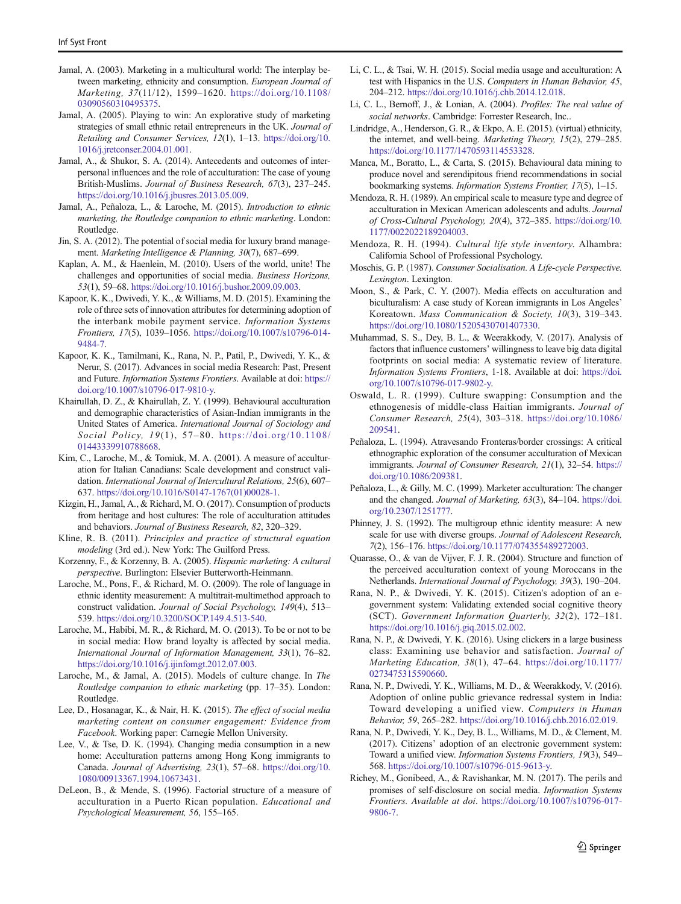Jamal, A. (2003). Marketing in a multicultural world: The interplay between marketing, ethnicity and consumption. *European Journal of Marketing, 37*(11/12), 1599–1620. https://doi.org/10.1108/03090560310495375.

Jamal, A. (2005). Playing to win: An explorative study of marketing strategies of small ethnic retail entrepreneurs in the UK. *Journal of Retailing and Consumer Services, 12*(1), 1–13. https://doi.org/10.1016/j.jretconser.2004.01.001.

Jamal, A., & Shukor, S. A. (2014). Antecedents and outcomes of interpersonal influences and the role of acculturation: The case of young British-Muslims. *Journal of Business Research, 67*(3), 237–245. https://doi.org/10.1016/j.jbusres.2013.05.009.

Jamal, A., Peñaloza, L., & Laroche, M. (2015). *Introduction to ethnic marketing, the Routledge companion to ethnic marketing*. London: Routledge.

Jin, S. A. (2012). The potential of social media for luxury brand management. *Marketing Intelligence & Planning, 30*(7), 687–699.

Kaplan, A. M., & Haenlein, M. (2010). Users of the world, unite! The challenges and opportunities of social media. *Business Horizons, 53*(1), 59–68. https://doi.org/10.1016/j.bushor.2009.09.003.

Kapoor, K. K., Dwivedi, Y. K., & Williams, M. D. (2015). Examining the role of three sets of innovation attributes for determining adoption of the interbank mobile payment service. *Information Systems Frontiers, 17*(5), 1039–1056. https://doi.org/10.1007/s10796-014-9484-7.

Kapoor, K. K., Tamilmani, K., Rana, N. P., Patil, P., Dwivedi, Y. K., & Nerur, S. (2017). Advances in social media Research: Past, Present and Future. *Information Systems Frontiers*. Available at doi: https://doi.org/10.1007/s10796-017-9810-y.

Khairullah, D. Z., & Khairullah, Z. Y. (1999). Behavioural acculturation and demographic characteristics of Asian-Indian immigrants in the United States of America. *International Journal of Sociology and Social Policy, 19*(1), 57–80. https://doi.org/10.1108/01443339910788668.

Kim, C., Laroche, M., & Tomiuk, M. A. (2001). A measure of acculturation for Italian Canadians: Scale development and construct validation. *International Journal of Intercultural Relations, 25*(6), 607–637. https://doi.org/10.1016/S0147-1767(01)00028-1.

Kizgin, H., Jamal, A., & Richard, M. O. (2017). Consumption of products from heritage and host cultures: The role of acculturation attitudes and behaviors. *Journal of Business Research, 82*, 320–329.

Kline, R. B. (2011). *Principles and practice of structural equation modeling* (3rd ed.). New York: The Guilford Press.

Korzenny, F., & Korzenny, B. A. (2005). *Hispanic marketing: A cultural perspective*. Burlington: Elsevier Butterworth-Heinmann.

Laroche, M., Pons, F., & Richard, M. O. (2009). The role of language in ethnic identity measurement: A multitrait-multimethod approach to construct validation. *Journal of Social Psychology, 149*(4), 513–539. https://doi.org/10.3200/SOCP.149.4.513-540.

Laroche, M., Habibi, M. R., & Richard, M. O. (2013). To be or not to be in social media: How brand loyalty is affected by social media. *International Journal of Information Management, 33*(1), 76–82. https://doi.org/10.1016/j.ijinfomgt.2012.07.003.

Laroche, M., & Jamal, A. (2015). Models of culture change. In *The Routledge companion to ethnic marketing* (pp. 17–35). London: Routledge.

Lee, D., Hosanagar, K., & Nair, H. K. (2015). *The effect of social media marketing content on consumer engagement: Evidence from Facebook*. Working paper: Carnegie Mellon University.

Lee, V., & Tse, D. K. (1994). Changing media consumption in a new home: Acculturation patterns among Hong Kong immigrants to Canada. *Journal of Advertising, 23*(1), 57–68. https://doi.org/10.1080/00913367.1994.10673431.

DeLeon, B., & Mende, S. (1996). Factorial structure of a measure of acculturation in a Puerto Rican population. *Educational and Psychological Measurement, 56*, 155–165.

Li, C. L., & Tsai, W. H. (2015). Social media usage and acculturation: A test with Hispanics in the U.S. *Computers in Human Behavior, 45*, 204–212. https://doi.org/10.1016/j.chb.2014.12.018.

Li, C. L., Bernoff, J., & Lonian, A. (2004). *Profiles: The real value of social networks*. Cambridge: Forrester Research, Inc..

Lindridge, A., Henderson, G. R., & Ekpo, A. E. (2015). (virtual) ethnicity, the internet, and well-being. *Marketing Theory, 15*(2), 279–285. https://doi.org/10.1177/1470593114553328.

Manca, M., Boratto, L., & Carta, S. (2015). Behavioural data mining to produce novel and serendipitous friend recommendations in social bookmarking systems. *Information Systems Frontier, 17*(5), 1–15.

Mendoza, R. H. (1989). An empirical scale to measure type and degree of acculturation in Mexican American adolescents and adults. *Journal of Cross-Cultural Psychology, 20*(4), 372–385. https://doi.org/10.1177/0022022189204003.

Mendoza, R. H. (1994). *Cultural life style inventory*. Alhambra: California School of Professional Psychology.

Moschis, G. P. (1987). *Consumer Socialisation. A Life-cycle Perspective. Lexington*. Lexington.

Moon, S., & Park, C. Y. (2007). Media effects on acculturation and biculturalism: A case study of Korean immigrants in Los Angeles' Koreatown. *Mass Communication & Society, 10*(3), 319–343. https://doi.org/10.1080/15205430701407330.

Muhammad, S. S., Dey, B. L., & Weerakkody, V. (2017). Analysis of factors that influence customers' willingness to leave big data digital footprints on social media: A systematic review of literature. *Information Systems Frontiers*, 1-18. Available at doi: https://doi.org/10.1007/s10796-017-9802-y.

Oswald, L. R. (1999). Culture swapping: Consumption and the ethnogenesis of middle-class Haitian immigrants. *Journal of Consumer Research, 25*(4), 303–318. https://doi.org/10.1086/209541.

Peñaloza, L. (1994). Atravesando Fronteras/border crossings: A critical ethnographic exploration of the consumer acculturation of Mexican immigrants. *Journal of Consumer Research, 21*(1), 32–54. https://doi.org/10.1086/209381.

Peñaloza, L., & Gilly, M. C. (1999). Marketer acculturation: The changer and the changed. *Journal of Marketing, 63*(3), 84–104. https://doi.org/10.2307/1251777.

Phinney, J. S. (1992). The multigroup ethnic identity measure: A new scale for use with diverse groups. *Journal of Adolescent Research, 7*(2), 156–176. https://doi.org/10.1177/074355489272003.

Quarasse, O., & van de Vijver, F. J. R. (2004). Structure and function of the perceived acculturation context of young Moroccans in the Netherlands. *International Journal of Psychology, 39*(3), 190–204.

Rana, N. P., & Dwivedi, Y. K. (2015). Citizen's adoption of an e-government system: Validating extended social cognitive theory (SCT). *Government Information Quarterly, 32*(2), 172–181. https://doi.org/10.1016/j.giq.2015.02.002.

Rana, N. P., & Dwivedi, Y. K. (2016). Using clickers in a large business class: Examining use behavior and satisfaction. *Journal of Marketing Education, 38*(1), 47–64. https://doi.org/10.1177/0273475315590660.

Rana, N. P., Dwivedi, Y. K., Williams, M. D., & Weerakkody, V. (2016). Adoption of online public grievance redressal system in India: Toward developing a unified view. *Computers in Human Behavior, 59*, 265–282. https://doi.org/10.1016/j.chb.2016.02.019.

Rana, N. P., Dwivedi, Y. K., Dey, B. L., Williams, M. D., & Clement, M. (2017). Citizens' adoption of an electronic government system: Toward a unified view. *Information Systems Frontiers, 19*(3), 549–568. https://doi.org/10.1007/s10796-015-9613-y.

Richey, M., Gonibeed, A., & Ravishankar, M. N. (2017). The perils and promises of self-disclosure on social media. *Information Systems Frontiers. Available at doi*. https://doi.org/10.1007/s10796-017-9806-7.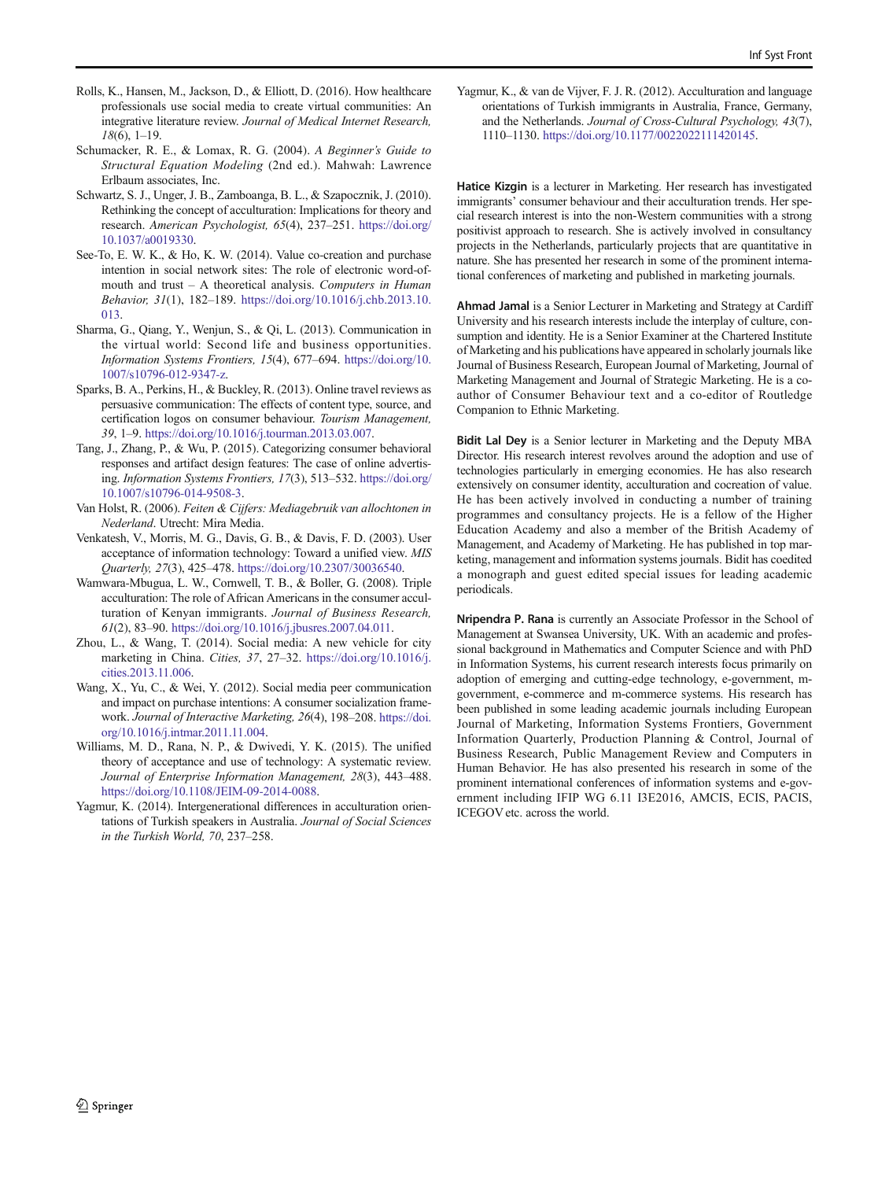Rolls, K., Hansen, M., Jackson, D., & Elliott, D. (2016). How healthcare professionals use social media to create virtual communities: An integrative literature review. *Journal of Medical Internet Research, 18*(6), 1–19.

Schumacker, R. E., & Lomax, R. G. (2004). *A Beginner's Guide to Structural Equation Modeling* (2nd ed.). Mahwah: Lawrence Erlbaum associates, Inc.

Schwartz, S. J., Unger, J. B., Zamboanga, B. L., & Szapocznik, J. (2010). Rethinking the concept of acculturation: Implications for theory and research. *American Psychologist, 65*(4), 237–251. https://doi.org/10.1037/a0019330.

See-To, E. W. K., & Ho, K. W. (2014). Value co-creation and purchase intention in social network sites: The role of electronic word-of-mouth and trust – A theoretical analysis. *Computers in Human Behavior, 31*(1), 182–189. https://doi.org/10.1016/j.chb.2013.10.013.

Sharma, G., Qiang, Y., Wenjun, S., & Qi, L. (2013). Communication in the virtual world: Second life and business opportunities. *Information Systems Frontiers, 15*(4), 677–694. https://doi.org/10.1007/s10796-012-9347-z.

Sparks, B. A., Perkins, H., & Buckley, R. (2013). Online travel reviews as persuasive communication: The effects of content type, source, and certification logos on consumer behaviour. *Tourism Management, 39*, 1–9. https://doi.org/10.1016/j.tourman.2013.03.007.

Tang, J., Zhang, P., & Wu, P. (2015). Categorizing consumer behavioral responses and artifact design features: The case of online advertising. *Information Systems Frontiers, 17*(3), 513–532. https://doi.org/10.1007/s10796-014-9508-3.

Van Holst, R. (2006). *Feiten & Cijfers: Mediagebruik van allochtonen in Nederland*. Utrecht: Mira Media.

Venkatesh, V., Morris, M. G., Davis, G. B., & Davis, F. D. (2003). User acceptance of information technology: Toward a unified view. *MIS Quarterly, 27*(3), 425–478. https://doi.org/10.2307/30036540.

Wamwara-Mbugua, L. W., Cornwell, T. B., & Boller, G. (2008). Triple acculturation: The role of African Americans in the consumer acculturation of Kenyan immigrants. *Journal of Business Research, 61*(2), 83–90. https://doi.org/10.1016/j.jbusres.2007.04.011.

Zhou, L., & Wang, T. (2014). Social media: A new vehicle for city marketing in China. *Cities, 37*, 27–32. https://doi.org/10.1016/j.cities.2013.11.006.

Wang, X., Yu, C., & Wei, Y. (2012). Social media peer communication and impact on purchase intentions: A consumer socialization framework. *Journal of Interactive Marketing, 26*(4), 198–208. https://doi.org/10.1016/j.intmar.2011.11.004.

Williams, M. D., Rana, N. P., & Dwivedi, Y. K. (2015). The unified theory of acceptance and use of technology: A systematic review. *Journal of Enterprise Information Management, 28*(3), 443–488. https://doi.org/10.1108/JEIM-09-2014-0088.

Yagmur, K. (2014). Intergenerational differences in acculturation orientations of Turkish speakers in Australia. *Journal of Social Sciences in the Turkish World, 70*, 237–258.

Yagmur, K., & van de Vijver, F. J. R. (2012). Acculturation and language orientations of Turkish immigrants in Australia, France, Germany, and the Netherlands. *Journal of Cross-Cultural Psychology, 43*(7), 1110–1130. https://doi.org/10.1177/0022022111420145.

**Hatice Kizgin** is a lecturer in Marketing. Her research has investigated immigrants' consumer behaviour and their acculturation trends. Her special research interest is into the non-Western communities with a strong positivist approach to research. She is actively involved in consultancy projects in the Netherlands, particularly projects that are quantitative in nature. She has presented her research in some of the prominent international conferences of marketing and published in marketing journals.

**Ahmad Jamal** is a Senior Lecturer in Marketing and Strategy at Cardiff University and his research interests include the interplay of culture, consumption and identity. He is a Senior Examiner at the Chartered Institute of Marketing and his publications have appeared in scholarly journals like Journal of Business Research, European Journal of Marketing, Journal of Marketing Management and Journal of Strategic Marketing. He is a co-author of Consumer Behaviour text and a co-editor of Routledge Companion to Ethnic Marketing.

**Bidit Lal Dey** is a Senior lecturer in Marketing and the Deputy MBA Director. His research interest revolves around the adoption and use of technologies particularly in emerging economies. He has also research extensively on consumer identity, acculturation and cocreation of value. He has been actively involved in conducting a number of training programmes and consultancy projects. He is a fellow of the Higher Education Academy and also a member of the British Academy of Management, and Academy of Marketing. He has published in top marketing, management and information systems journals. Bidit has coedited a monograph and guest edited special issues for leading academic periodicals.

**Nripendra P. Rana** is currently an Associate Professor in the School of Management at Swansea University, UK. With an academic and professional background in Mathematics and Computer Science and with PhD in Information Systems, his current research interests focus primarily on adoption of emerging and cutting-edge technology, e-government, m-government, e-commerce and m-commerce systems. His research has been published in some leading academic journals including European Journal of Marketing, Information Systems Frontiers, Government Information Quarterly, Production Planning & Control, Journal of Business Research, Public Management Review and Computers in Human Behavior. He has also presented his research in some of the prominent international conferences of information systems and e-government including IFIP WG 6.11 I3E2016, AMCIS, ECIS, PACIS, ICEGOV etc. across the world.